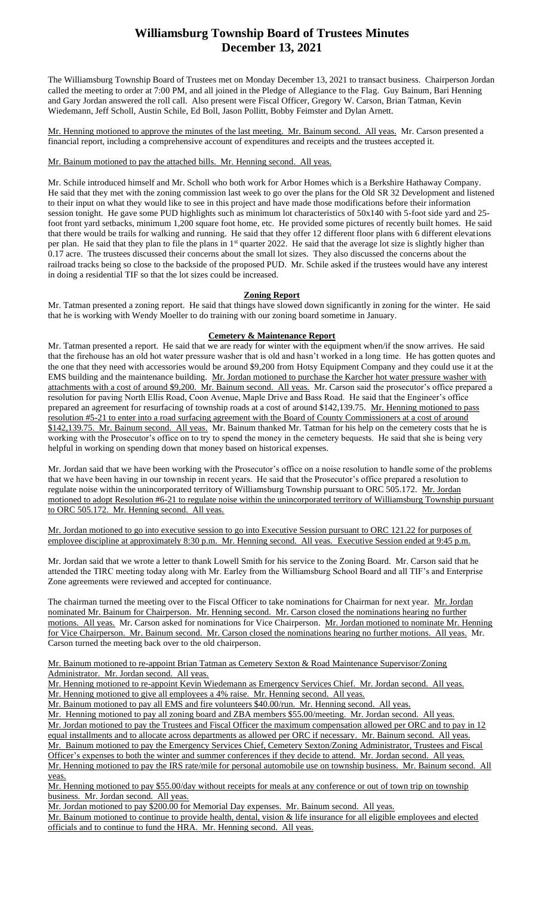# Williamsburg Township Board of Trustees Minutes
## December 13, 2021

The Williamsburg Township Board of Trustees met on Monday December 13, 2021 to transact business. Chairperson Jordan called the meeting to order at 7:00 PM, and all joined in the Pledge of Allegiance to the Flag. Guy Bainum, Bari Henning and Gary Jordan answered the roll call. Also present were Fiscal Officer, Gregory W. Carson, Brian Tatman, Kevin Wiedemann, Jeff Scholl, Austin Schile, Ed Boll, Jason Pollitt, Bobby Feimster and Dylan Arnett.

Mr. Henning motioned to approve the minutes of the last meeting. Mr. Bainum second. All yeas. Mr. Carson presented a financial report, including a comprehensive account of expenditures and receipts and the trustees accepted it.

Mr. Bainum motioned to pay the attached bills. Mr. Henning second. All yeas.

Mr. Schile introduced himself and Mr. Scholl who both work for Arbor Homes which is a Berkshire Hathaway Company. He said that they met with the zoning commission last week to go over the plans for the Old SR 32 Development and listened to their input on what they would like to see in this project and have made those modifications before their information session tonight. He gave some PUD highlights such as minimum lot characteristics of 50x140 with 5-foot side yard and 25-foot front yard setbacks, minimum 1,200 square foot home, etc. He provided some pictures of recently built homes. He said that there would be trails for walking and running. He said that they offer 12 different floor plans with 6 different elevations per plan. He said that they plan to file the plans in 1st quarter 2022. He said that the average lot size is slightly higher than 0.17 acre. The trustees discussed their concerns about the small lot sizes. They also discussed the concerns about the railroad tracks being so close to the backside of the proposed PUD. Mr. Schile asked if the trustees would have any interest in doing a residential TIF so that the lot sizes could be increased.

### Zoning Report

Mr. Tatman presented a zoning report. He said that things have slowed down significantly in zoning for the winter. He said that he is working with Wendy Moeller to do training with our zoning board sometime in January.

### Cemetery & Maintenance Report

Mr. Tatman presented a report. He said that we are ready for winter with the equipment when/if the snow arrives. He said that the firehouse has an old hot water pressure washer that is old and hasn't worked in a long time. He has gotten quotes and the one that they need with accessories would be around $9,200 from Hotsy Equipment Company and they could use it at the EMS building and the maintenance building. Mr. Jordan motioned to purchase the Karcher hot water pressure washer with attachments with a cost of around $9,200. Mr. Bainum second. All yeas. Mr. Carson said the prosecutor's office prepared a resolution for paving North Ellis Road, Coon Avenue, Maple Drive and Bass Road. He said that the Engineer's office prepared an agreement for resurfacing of township roads at a cost of around $142,139.75. Mr. Henning motioned to pass resolution #5-21 to enter into a road surfacing agreement with the Board of County Commissioners at a cost of around $142,139.75. Mr. Bainum second. All yeas. Mr. Bainum thanked Mr. Tatman for his help on the cemetery costs that he is working with the Prosecutor's office on to try to spend the money in the cemetery bequests. He said that she is being very helpful in working on spending down that money based on historical expenses.

Mr. Jordan said that we have been working with the Prosecutor's office on a noise resolution to handle some of the problems that we have been having in our township in recent years. He said that the Prosecutor's office prepared a resolution to regulate noise within the unincorporated territory of Williamsburg Township pursuant to ORC 505.172. Mr. Jordan motioned to adopt Resolution #6-21 to regulate noise within the unincorporated territory of Williamsburg Township pursuant to ORC 505.172. Mr. Henning second. All yeas.

Mr. Jordan motioned to go into executive session to go into Executive Session pursuant to ORC 121.22 for purposes of employee discipline at approximately 8:30 p.m. Mr. Henning second. All yeas. Executive Session ended at 9:45 p.m.

Mr. Jordan said that we wrote a letter to thank Lowell Smith for his service to the Zoning Board. Mr. Carson said that he attended the TIRC meeting today along with Mr. Earley from the Williamsburg School Board and all TIF's and Enterprise Zone agreements were reviewed and accepted for continuance.

The chairman turned the meeting over to the Fiscal Officer to take nominations for Chairman for next year. Mr. Jordan nominated Mr. Bainum for Chairperson. Mr. Henning second. Mr. Carson closed the nominations hearing no further motions. All yeas. Mr. Carson asked for nominations for Vice Chairperson. Mr. Jordan motioned to nominate Mr. Henning for Vice Chairperson. Mr. Bainum second. Mr. Carson closed the nominations hearing no further motions. All yeas. Mr. Carson turned the meeting back over to the old chairperson.

Mr. Bainum motioned to re-appoint Brian Tatman as Cemetery Sexton & Road Maintenance Supervisor/Zoning Administrator. Mr. Jordan second. All yeas.

Mr. Henning motioned to re-appoint Kevin Wiedemann as Emergency Services Chief. Mr. Jordan second. All yeas.

Mr. Henning motioned to give all employees a 4% raise. Mr. Henning second. All yeas.

Mr. Bainum motioned to pay all EMS and fire volunteers $40.00/run. Mr. Henning second. All yeas.

Mr. Henning motioned to pay all zoning board and ZBA members $55.00/meeting. Mr. Jordan second. All yeas.

Mr. Jordan motioned to pay the Trustees and Fiscal Officer the maximum compensation allowed per ORC and to pay in 12 equal installments and to allocate across departments as allowed per ORC if necessary. Mr. Bainum second. All yeas.

Mr. Bainum motioned to pay the Emergency Services Chief, Cemetery Sexton/Zoning Administrator, Trustees and Fiscal Officer's expenses to both the winter and summer conferences if they decide to attend. Mr. Jordan second. All yeas.

Mr. Henning motioned to pay the IRS rate/mile for personal automobile use on township business. Mr. Bainum second. All yeas.

Mr. Henning motioned to pay $55.00/day without receipts for meals at any conference or out of town trip on township business. Mr. Jordan second. All yeas.

Mr. Jordan motioned to pay $200.00 for Memorial Day expenses. Mr. Bainum second. All yeas.

Mr. Bainum motioned to continue to provide health, dental, vision & life insurance for all eligible employees and elected officials and to continue to fund the HRA. Mr. Henning second. All yeas.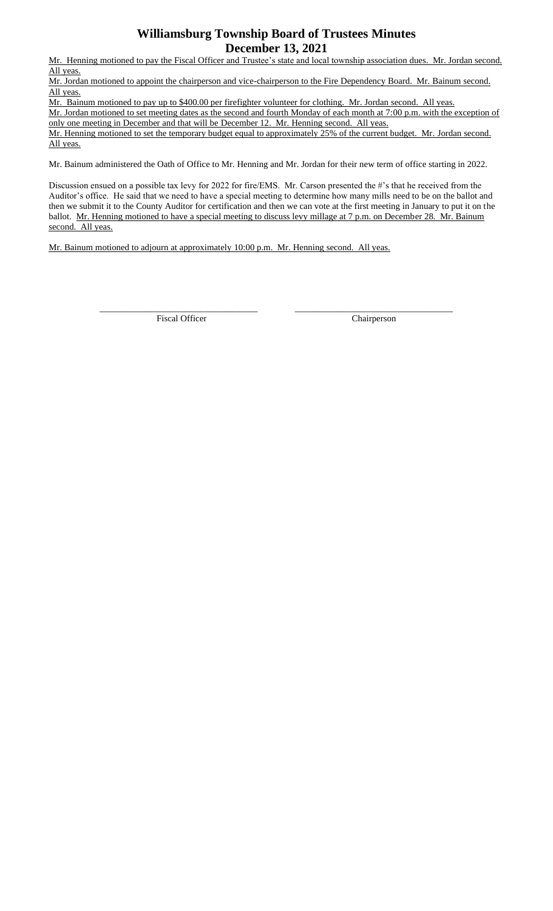# Williamsburg Township Board of Trustees Minutes
## December 13, 2021

Mr. Henning motioned to pay the Fiscal Officer and Trustee's state and local township association dues. Mr. Jordan second. All yeas.

Mr. Jordan motioned to appoint the chairperson and vice-chairperson to the Fire Dependency Board. Mr. Bainum second. All yeas.

Mr. Bainum motioned to pay up to $400.00 per firefighter volunteer for clothing. Mr. Jordan second. All yeas.

Mr. Jordan motioned to set meeting dates as the second and fourth Monday of each month at 7:00 p.m. with the exception of only one meeting in December and that will be December 12. Mr. Henning second. All yeas.

Mr. Henning motioned to set the temporary budget equal to approximately 25% of the current budget. Mr. Jordan second. All yeas.

Mr. Bainum administered the Oath of Office to Mr. Henning and Mr. Jordan for their new term of office starting in 2022.

Discussion ensued on a possible tax levy for 2022 for fire/EMS. Mr. Carson presented the #'s that he received from the Auditor's office. He said that we need to have a special meeting to determine how many mills need to be on the ballot and then we submit it to the County Auditor for certification and then we can vote at the first meeting in January to put it on the ballot. Mr. Henning motioned to have a special meeting to discuss levy millage at 7 p.m. on December 28. Mr. Bainum second. All yeas.

Mr. Bainum motioned to adjourn at approximately 10:00 p.m. Mr. Henning second. All yeas.

\_\_\_\_\_\_\_\_\_\_\_\_\_\_\_\_\_\_\_\_\_\_\_\_\_\_\_\_\_\_\_\_ \_\_\_\_\_\_\_\_\_\_\_\_\_\_\_\_\_\_\_\_\_\_\_\_\_\_\_\_\_\_\_\_

Fiscal Officer Chairperson